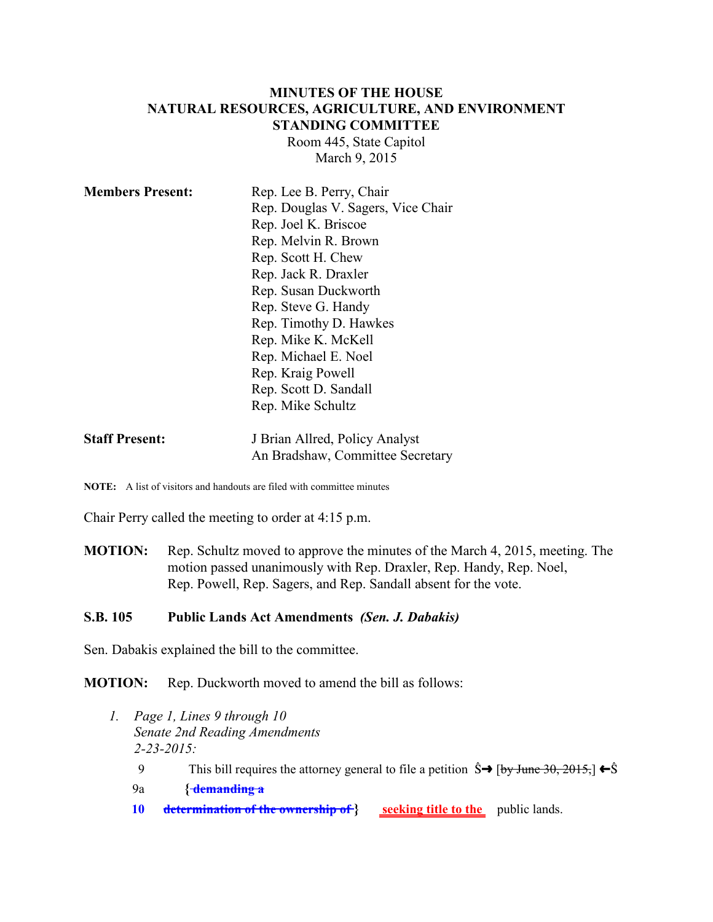# MINUTES OF THE HOUSE NATURAL RESOURCES, AGRICULTURE, AND ENVIRONMENT STANDING COMMITTEE

Room 445, State Capitol
March 9, 2015

**Members Present:**
Rep. Lee B. Perry, Chair
Rep. Douglas V. Sagers, Vice Chair
Rep. Joel K. Briscoe
Rep. Melvin R. Brown
Rep. Scott H. Chew
Rep. Jack R. Draxler
Rep. Susan Duckworth
Rep. Steve G. Handy
Rep. Timothy D. Hawkes
Rep. Mike K. McKell
Rep. Michael E. Noel
Rep. Kraig Powell
Rep. Scott D. Sandall
Rep. Mike Schultz

**Staff Present:**
J Brian Allred, Policy Analyst
An Bradshaw, Committee Secretary

**NOTE:** A list of visitors and handouts are filed with committee minutes

Chair Perry called the meeting to order at 4:15 p.m.

**MOTION:** Rep. Schultz moved to approve the minutes of the March 4, 2015, meeting. The motion passed unanimously with Rep. Draxler, Rep. Handy, Rep. Noel, Rep. Powell, Rep. Sagers, and Rep. Sandall absent for the vote.

**S.B. 105 Public Lands Act Amendments *(Sen. J. Dabakis)***

Sen. Dabakis explained the bill to the committee.

**MOTION:** Rep. Duckworth moved to amend the bill as follows:

1. *Page 1, Lines 9 through 10*
   *Senate 2nd Reading Amendments*
   *2-23-2015:*

   9 This bill requires the attorney general to file a petition Ŝ→ [~~by June 30, 2015,~~] ←Ŝ
   9a {~~demanding a~~
   10 ~~determination of the ownership of~~} seeking title to the public lands.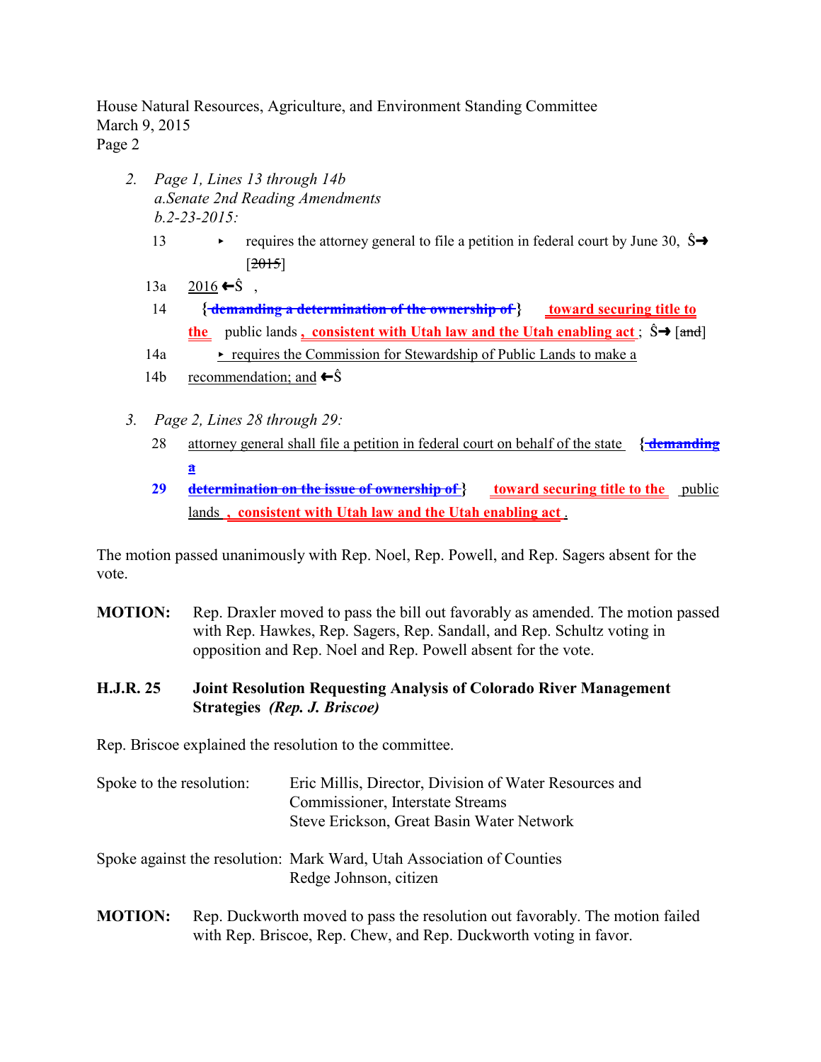2. *Page 1, Lines 13 through 14b*
   *a.Senate 2nd Reading Amendments*
   *b.2-23-2015:*

   13 ▸ requires the attorney general to file a petition in federal court by June 30, Ŝ➞ [~~2015~~]

   13a 2016 ←Ŝ ,

   14 {~~demanding a determination of the ownership of~~} **toward securing title to the** public lands **, consistent with Utah law and the Utah enabling act** ; Ŝ➞ [~~and~~]

   14a ▸ requires the Commission for Stewardship of Public Lands to make a

   14b recommendation; and ←Ŝ

3. *Page 2, Lines 28 through 29:*

   28 attorney general shall file a petition in federal court on behalf of the state {~~demanding a~~

   **29** ~~determination on the issue of ownership of~~} **toward securing title to the** public lands **, consistent with Utah law and the Utah enabling act** .

The motion passed unanimously with Rep. Noel, Rep. Powell, and Rep. Sagers absent for the vote.

**MOTION:** Rep. Draxler moved to pass the bill out favorably as amended. The motion passed with Rep. Hawkes, Rep. Sagers, Rep. Sandall, and Rep. Schultz voting in opposition and Rep. Noel and Rep. Powell absent for the vote.

**H.J.R. 25 Joint Resolution Requesting Analysis of Colorado River Management Strategies** ***(Rep. J. Briscoe)***

Rep. Briscoe explained the resolution to the committee.

Spoke to the resolution: Eric Millis, Director, Division of Water Resources and Commissioner, Interstate Streams
Steve Erickson, Great Basin Water Network

Spoke against the resolution: Mark Ward, Utah Association of Counties
Redge Johnson, citizen

**MOTION:** Rep. Duckworth moved to pass the resolution out favorably. The motion failed with Rep. Briscoe, Rep. Chew, and Rep. Duckworth voting in favor.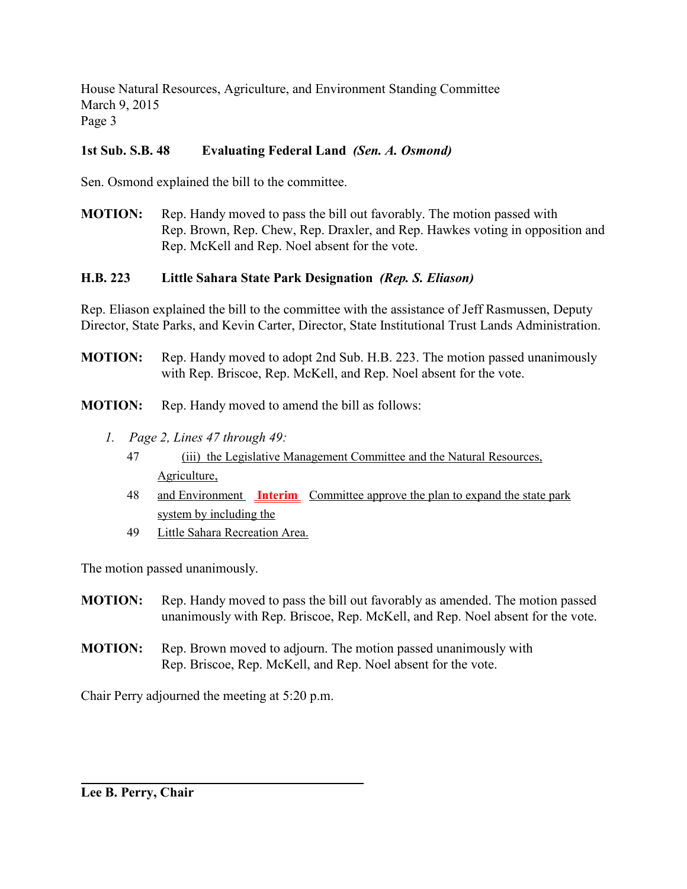**1st Sub. S.B. 48 Evaluating Federal Land *(Sen. A. Osmond)***

Sen. Osmond explained the bill to the committee.

**MOTION:** Rep. Handy moved to pass the bill out favorably. The motion passed with Rep. Brown, Rep. Chew, Rep. Draxler, and Rep. Hawkes voting in opposition and Rep. McKell and Rep. Noel absent for the vote.

**H.B. 223 Little Sahara State Park Designation *(Rep. S. Eliason)***

Rep. Eliason explained the bill to the committee with the assistance of Jeff Rasmussen, Deputy Director, State Parks, and Kevin Carter, Director, State Institutional Trust Lands Administration.

**MOTION:** Rep. Handy moved to adopt 2nd Sub. H.B. 223. The motion passed unanimously with Rep. Briscoe, Rep. McKell, and Rep. Noel absent for the vote.

**MOTION:** Rep. Handy moved to amend the bill as follows:

1. *Page 2, Lines 47 through 49:*

   47 (iii) the Legislative Management Committee and the Natural Resources, Agriculture,

   48 and Environment **Interim** Committee approve the plan to expand the state park system by including the

   49 Little Sahara Recreation Area.

The motion passed unanimously.

**MOTION:** Rep. Handy moved to pass the bill out favorably as amended. The motion passed unanimously with Rep. Briscoe, Rep. McKell, and Rep. Noel absent for the vote.

**MOTION:** Rep. Brown moved to adjourn. The motion passed unanimously with Rep. Briscoe, Rep. McKell, and Rep. Noel absent for the vote.

Chair Perry adjourned the meeting at 5:20 p.m.

\_\_\_\_\_\_\_\_\_\_\_\_\_\_\_\_\_\_\_\_\_\_\_\_\_\_\_\_\_\_\_\_\_\_\_\_

**Lee B. Perry, Chair**